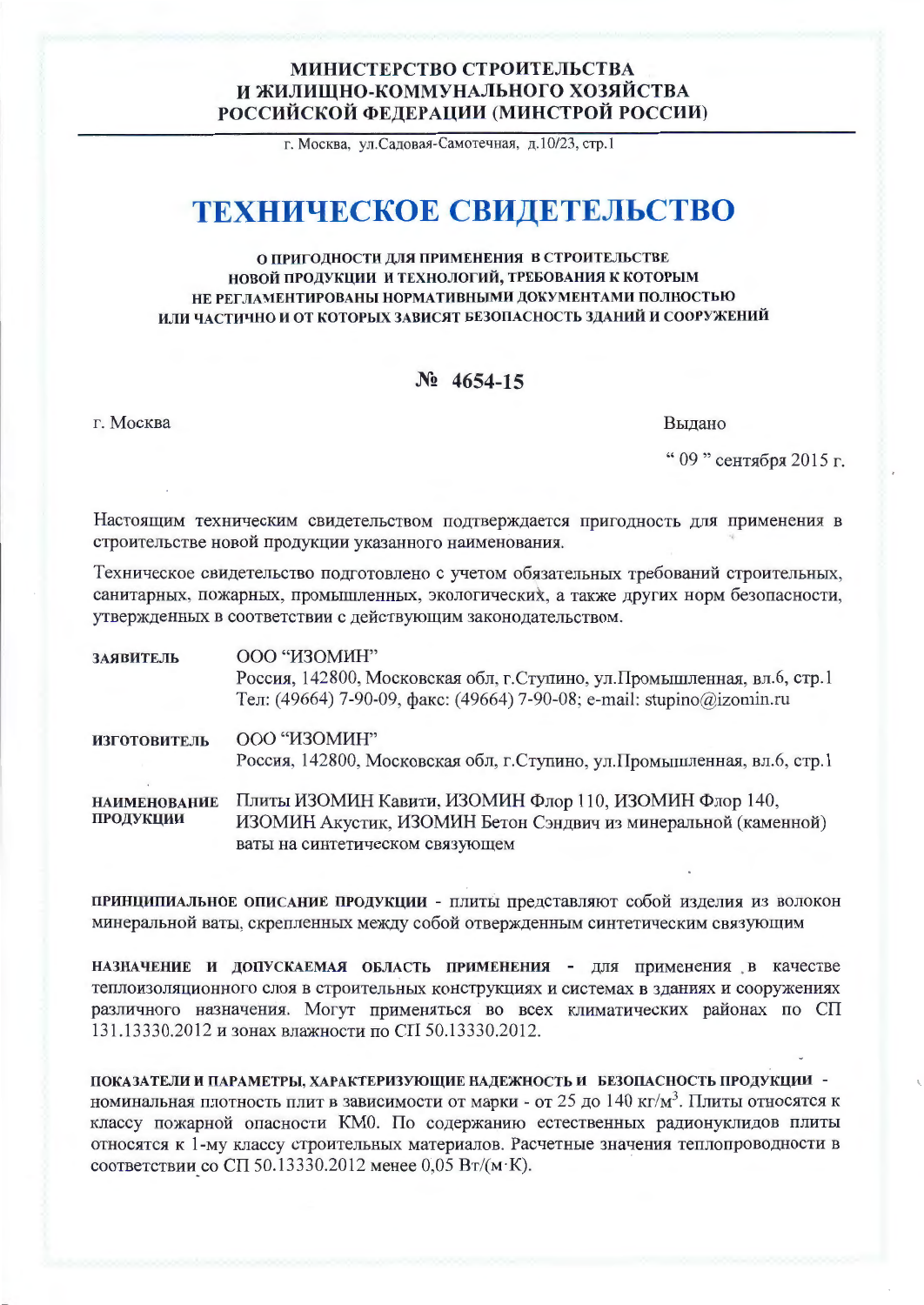**МИНИСТЕРСТВО СТРОИТЕЛЬСТВА
И ЖИЛИЩНО-КОММУНАЛЬНОГО ХОЗЯЙСТВА
РОССИЙСКОЙ ФЕДЕРАЦИИ (МИНСТРОЙ РОССИИ)**

г. Москва, ул.Садовая-Самотечная, д.10/23, стр.1

# ТЕХНИЧЕСКОЕ СВИДЕТЕЛЬСТВО

**О ПРИГОДНОСТИ ДЛЯ ПРИМЕНЕНИЯ В СТРОИТЕЛЬСТВЕ
НОВОЙ ПРОДУКЦИИ И ТЕХНОЛОГИЙ, ТРЕБОВАНИЯ К КОТОРЫМ
НЕ РЕГЛАМЕНТИРОВАНЫ НОРМАТИВНЫМИ ДОКУМЕНТАМИ ПОЛНОСТЬЮ
ИЛИ ЧАСТИЧНО И ОТ КОТОРЫХ ЗАВИСЯТ БЕЗОПАСНОСТЬ ЗДАНИЙ И СООРУЖЕНИЙ**

## № 4654-15

г. Москва

Выдано

“ 09 ” сентября 2015 г.

Настоящим техническим свидетельством подтверждается пригодность для применения в строительстве новой продукции указанного наименования.

Техническое свидетельство подготовлено с учетом обязательных требований строительных, санитарных, пожарных, промышленных, экологических, а также других норм безопасности, утвержденных в соответствии с действующим законодательством.

**ЗАЯВИТЕЛЬ** ООО “ИЗОМИН”
Россия, 142800, Московская обл, г.Ступино, ул.Промышленная, вл.6, стр.1
Тел: (49664) 7-90-09, факс: (49664) 7-90-08; e-mail: stupino@izomin.ru

**ИЗГОТОВИТЕЛЬ** ООО “ИЗОМИН”
Россия, 142800, Московская обл, г.Ступино, ул.Промышленная, вл.6, стр.1

**НАИМЕНОВАНИЕ ПРОДУКЦИИ** Плиты ИЗОМИН Кавити, ИЗОМИН Флор 110, ИЗОМИН Флор 140, ИЗОМИН Акустик, ИЗОМИН Бетон Сэндвич из минеральной (каменной) ваты на синтетическом связующем

**ПРИНЦИПИАЛЬНОЕ ОПИСАНИЕ ПРОДУКЦИИ** - плиты представляют собой изделия из волокон минеральной ваты, скрепленных между собой отвержденным синтетическим связующим

**НАЗНАЧЕНИЕ И ДОПУСКАЕМАЯ ОБЛАСТЬ ПРИМЕНЕНИЯ** - для применения в качестве теплоизоляционного слоя в строительных конструкциях и системах в зданиях и сооружениях различного назначения. Могут применяться во всех климатических районах по СП 131.13330.2012 и зонах влажности по СП 50.13330.2012.

**ПОКАЗАТЕЛИ И ПАРАМЕТРЫ, ХАРАКТЕРИЗУЮЩИЕ НАДЕЖНОСТЬ И БЕЗОПАСНОСТЬ ПРОДУКЦИИ** - номинальная плотность плит в зависимости от марки - от 25 до 140 кг/м$^3$. Плиты относятся к классу пожарной опасности КМ0. По содержанию естественных радионуклидов плиты относятся к 1-му классу строительных материалов. Расчетные значения теплопроводности в соответствии со СП 50.13330.2012 менее 0,05 Вт/(м·К).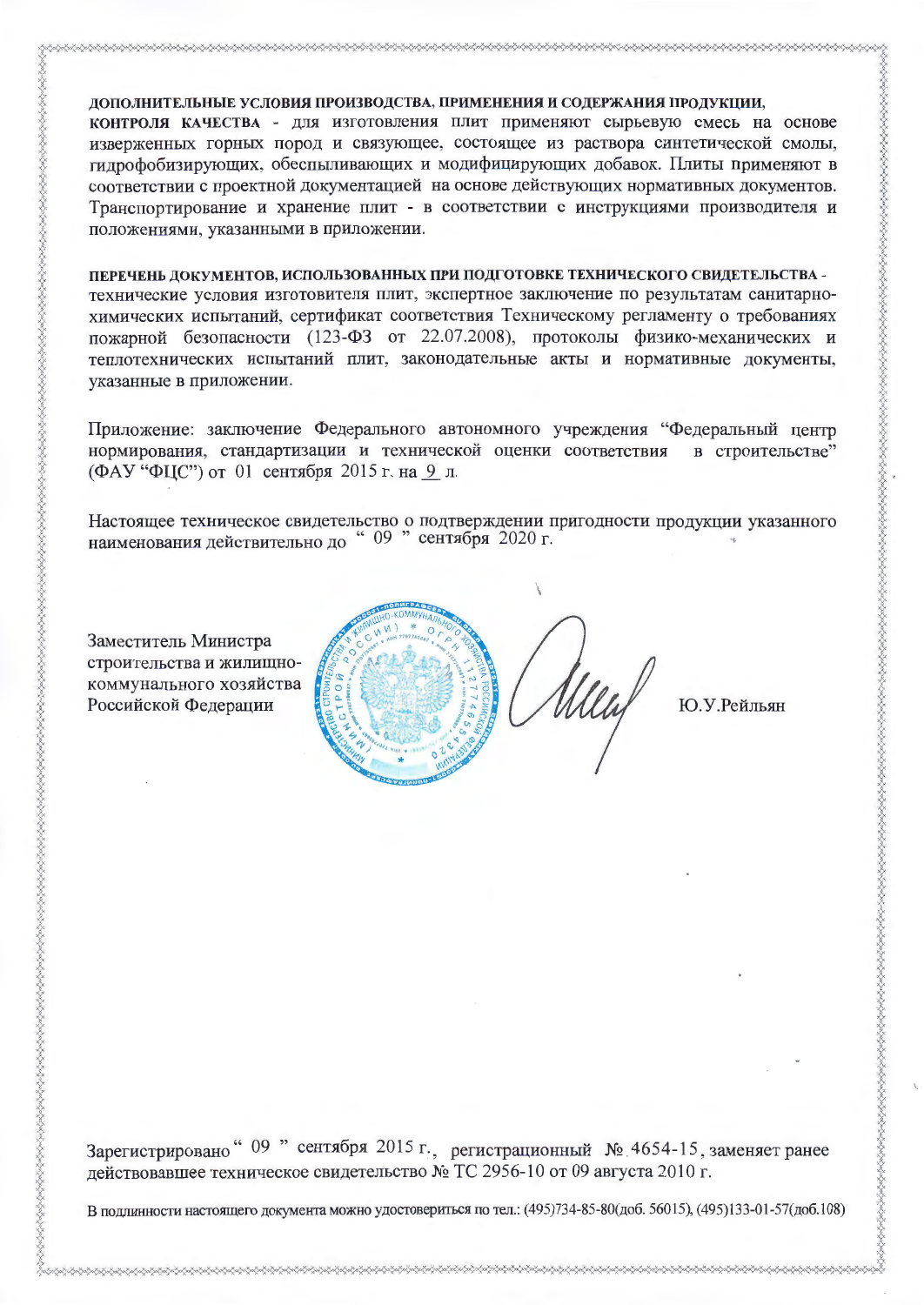**ДОПОЛНИТЕЛЬНЫЕ УСЛОВИЯ ПРОИЗВОДСТВА, ПРИМЕНЕНИЯ И СОДЕРЖАНИЯ ПРОДУКЦИИ, КОНТРОЛЯ КАЧЕСТВА** - для изготовления плит применяют сырьевую смесь на основе изверженных горных пород и связующее, состоящее из раствора синтетической смолы, гидрофобизирующих, обеспыливающих и модифицирующих добавок. Плиты применяют в соответствии с проектной документацией на основе действующих нормативных документов. Транспортирование и хранение плит - в соответствии с инструкциями производителя и положениями, указанными в приложении.

**ПЕРЕЧЕНЬ ДОКУМЕНТОВ, ИСПОЛЬЗОВАННЫХ ПРИ ПОДГОТОВКЕ ТЕХНИЧЕСКОГО СВИДЕТЕЛЬСТВА** - технические условия изготовителя плит, экспертное заключение по результатам санитарно-химических испытаний, сертификат соответствия Техническому регламенту о требованиях пожарной безопасности (123-ФЗ от 22.07.2008), протоколы физико-механических и теплотехнических испытаний плит, законодательные акты и нормативные документы, указанные в приложении.

Приложение: заключение Федерального автономного учреждения “Федеральный центр нормирования, стандартизации и технической оценки соответствия в строительстве” (ФАУ “ФЦС”) от 01 сентября 2015 г. на 9 л.

Настоящее техническое свидетельство о подтверждении пригодности продукции указанного наименования действительно до “ 09 ” сентября 2020 г.

Заместитель Министра
строительства и жилищно-
коммунального хозяйства
Российской Федерации

Ю.У.Рейльян

Зарегистрировано “ 09 ” сентября 2015 г., регистрационный № 4654-15, заменяет ранее действовавшее техническое свидетельство № ТС 2956-10 от 09 августа 2010 г.

В подлинности настоящего документа можно удостовериться по тел.: (495)734-85-80(доб. 56015), (495)133-01-57(доб.108)